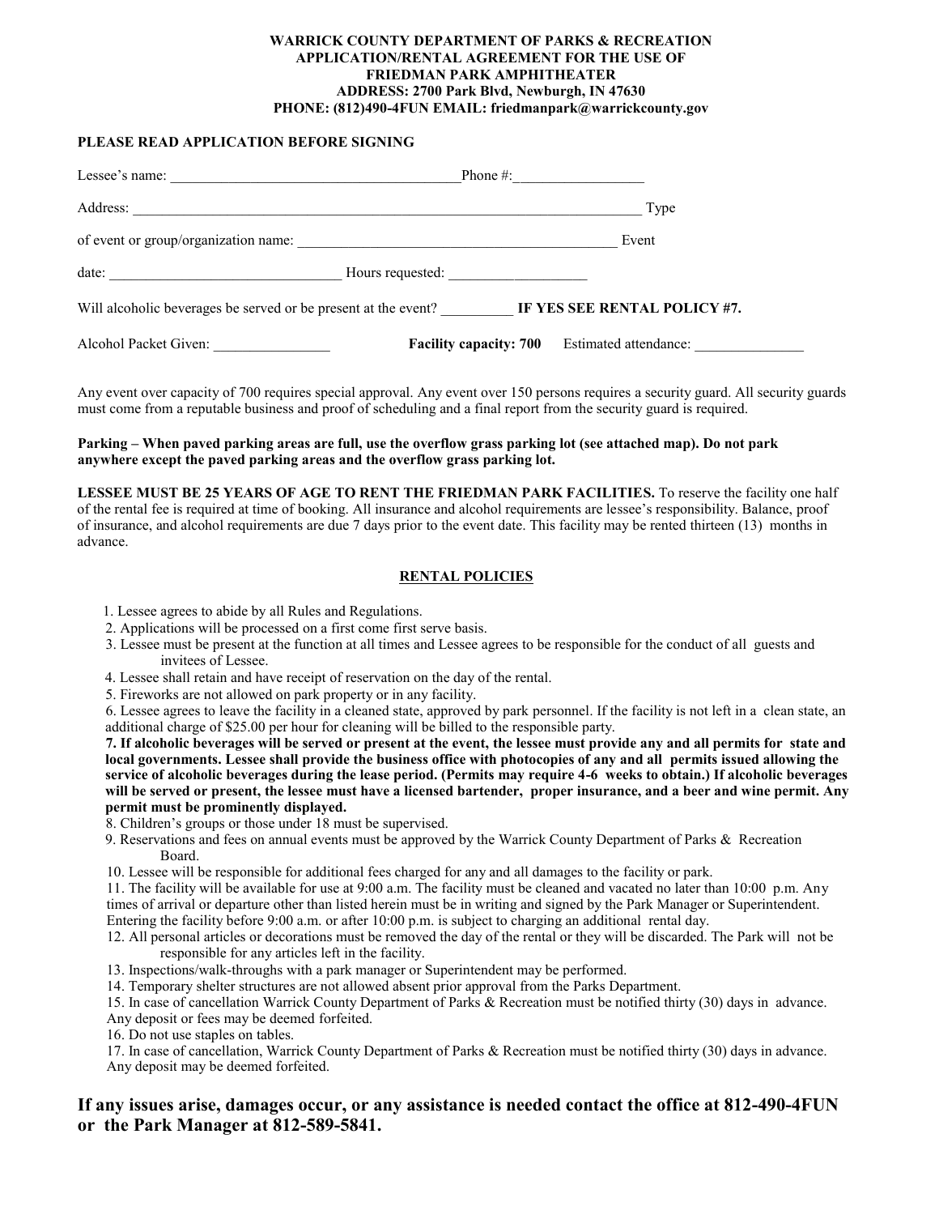**WARRICK COUNTY DEPARTMENT OF PARKS & RECREATION**
**APPLICATION/RENTAL AGREEMENT FOR THE USE OF**
**FRIEDMAN PARK AMPHITHEATER**
**ADDRESS: 2700 Park Blvd, Newburgh, IN 47630**
**PHONE: (812)490-4FUN EMAIL: friedmanpark@warrickcounty.gov**

**PLEASE READ APPLICATION BEFORE SIGNING**

Lessee's name: ________________________________________ Phone #: __________________

Address: ________________________________________________________________________ Type of event or group/organization name: ______________________________________________ Event date: ________________________________ Hours requested: ___________________

Will alcoholic beverages be served or be present at the event? __________ **IF YES SEE RENTAL POLICY #7.**

Alcohol Packet Given: ________________ **Facility capacity: 700** Estimated attendance: _______________

Any event over capacity of 700 requires special approval. Any event over 150 persons requires a security guard. All security guards must come from a reputable business and proof of scheduling and a final report from the security guard is required.

**Parking – When paved parking areas are full, use the overflow grass parking lot (see attached map). Do not park anywhere except the paved parking areas and the overflow grass parking lot.**

**LESSEE MUST BE 25 YEARS OF AGE TO RENT THE FRIEDMAN PARK FACILITIES.** To reserve the facility one half of the rental fee is required at time of booking. All insurance and alcohol requirements are lessee's responsibility. Balance, proof of insurance, and alcohol requirements are due 7 days prior to the event date. This facility may be rented thirteen (13) months in advance.

## RENTAL POLICIES

1. Lessee agrees to abide by all Rules and Regulations.
2. Applications will be processed on a first come first serve basis.
3. Lessee must be present at the function at all times and Lessee agrees to be responsible for the conduct of all guests and invitees of Lessee.
4. Lessee shall retain and have receipt of reservation on the day of the rental.
5. Fireworks are not allowed on park property or in any facility.
6. Lessee agrees to leave the facility in a cleaned state, approved by park personnel. If the facility is not left in a clean state, an additional charge of $25.00 per hour for cleaning will be billed to the responsible party.
7. **If alcoholic beverages will be served or present at the event, the lessee must provide any and all permits for state and local governments. Lessee shall provide the business office with photocopies of any and all permits issued allowing the service of alcoholic beverages during the lease period. (Permits may require 4-6 weeks to obtain.) If alcoholic beverages will be served or present, the lessee must have a licensed bartender, proper insurance, and a beer and wine permit. Any permit must be prominently displayed.**
8. Children's groups or those under 18 must be supervised.
9. Reservations and fees on annual events must be approved by the Warrick County Department of Parks & Recreation Board.
10. Lessee will be responsible for additional fees charged for any and all damages to the facility or park.
11. The facility will be available for use at 9:00 a.m. The facility must be cleaned and vacated no later than 10:00 p.m. Any times of arrival or departure other than listed herein must be in writing and signed by the Park Manager or Superintendent. Entering the facility before 9:00 a.m. or after 10:00 p.m. is subject to charging an additional rental day.
12. All personal articles or decorations must be removed the day of the rental or they will be discarded. The Park will not be responsible for any articles left in the facility.
13. Inspections/walk-throughs with a park manager or Superintendent may be performed.
14. Temporary shelter structures are not allowed absent prior approval from the Parks Department.
15. In case of cancellation Warrick County Department of Parks & Recreation must be notified thirty (30) days in advance. Any deposit or fees may be deemed forfeited.
16. Do not use staples on tables.
17. In case of cancellation, Warrick County Department of Parks & Recreation must be notified thirty (30) days in advance. Any deposit may be deemed forfeited.

### If any issues arise, damages occur, or any assistance is needed contact the office at 812-490-4FUN or the Park Manager at 812-589-5841.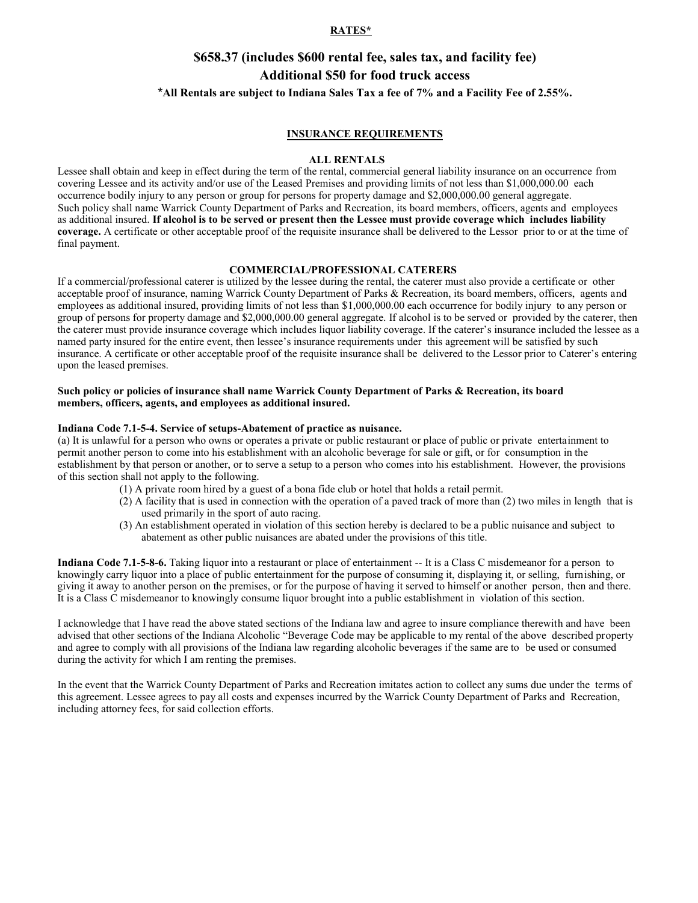**RATES***

## $658.37 (includes $600 rental fee, sales tax, and facility fee)

## Additional $50 for food truck access

***All Rentals are subject to Indiana Sales Tax a fee of 7% and a Facility Fee of 2.55%.**

**INSURANCE REQUIREMENTS**

**ALL RENTALS**

Lessee shall obtain and keep in effect during the term of the rental, commercial general liability insurance on an occurrence from covering Lessee and its activity and/or use of the Leased Premises and providing limits of not less than $1,000,000.00 each occurrence bodily injury to any person or group for persons for property damage and $2,000,000.00 general aggregate. Such policy shall name Warrick County Department of Parks and Recreation, its board members, officers, agents and employees as additional insured. **If alcohol is to be served or present then the Lessee must provide coverage which includes liability coverage.** A certificate or other acceptable proof of the requisite insurance shall be delivered to the Lessor prior to or at the time of final payment.

**COMMERCIAL/PROFESSIONAL CATERERS**

If a commercial/professional caterer is utilized by the lessee during the rental, the caterer must also provide a certificate or other acceptable proof of insurance, naming Warrick County Department of Parks & Recreation, its board members, officers, agents and employees as additional insured, providing limits of not less than $1,000,000.00 each occurrence for bodily injury to any person or group of persons for property damage and $2,000,000.00 general aggregate. If alcohol is to be served or provided by the caterer, then the caterer must provide insurance coverage which includes liquor liability coverage. If the caterer's insurance included the lessee as a named party insured for the entire event, then lessee's insurance requirements under this agreement will be satisfied by such insurance. A certificate or other acceptable proof of the requisite insurance shall be delivered to the Lessor prior to Caterer's entering upon the leased premises.

**Such policy or policies of insurance shall name Warrick County Department of Parks & Recreation, its board members, officers, agents, and employees as additional insured.**

**Indiana Code 7.1-5-4. Service of setups-Abatement of practice as nuisance.**
(a) It is unlawful for a person who owns or operates a private or public restaurant or place of public or private entertainment to permit another person to come into his establishment with an alcoholic beverage for sale or gift, or for consumption in the establishment by that person or another, or to serve a setup to a person who comes into his establishment. However, the provisions of this section shall not apply to the following.

(1) A private room hired by a guest of a bona fide club or hotel that holds a retail permit.
(2) A facility that is used in connection with the operation of a paved track of more than (2) two miles in length that is used primarily in the sport of auto racing.
(3) An establishment operated in violation of this section hereby is declared to be a public nuisance and subject to abatement as other public nuisances are abated under the provisions of this title.

**Indiana Code 7.1-5-8-6.** Taking liquor into a restaurant or place of entertainment -- It is a Class C misdemeanor for a person to knowingly carry liquor into a place of public entertainment for the purpose of consuming it, displaying it, or selling, furnishing, or giving it away to another person on the premises, or for the purpose of having it served to himself or another person, then and there. It is a Class C misdemeanor to knowingly consume liquor brought into a public establishment in violation of this section.

I acknowledge that I have read the above stated sections of the Indiana law and agree to insure compliance therewith and have been advised that other sections of the Indiana Alcoholic "Beverage Code may be applicable to my rental of the above described property and agree to comply with all provisions of the Indiana law regarding alcoholic beverages if the same are to be used or consumed during the activity for which I am renting the premises.

In the event that the Warrick County Department of Parks and Recreation imitates action to collect any sums due under the terms of this agreement. Lessee agrees to pay all costs and expenses incurred by the Warrick County Department of Parks and Recreation, including attorney fees, for said collection efforts.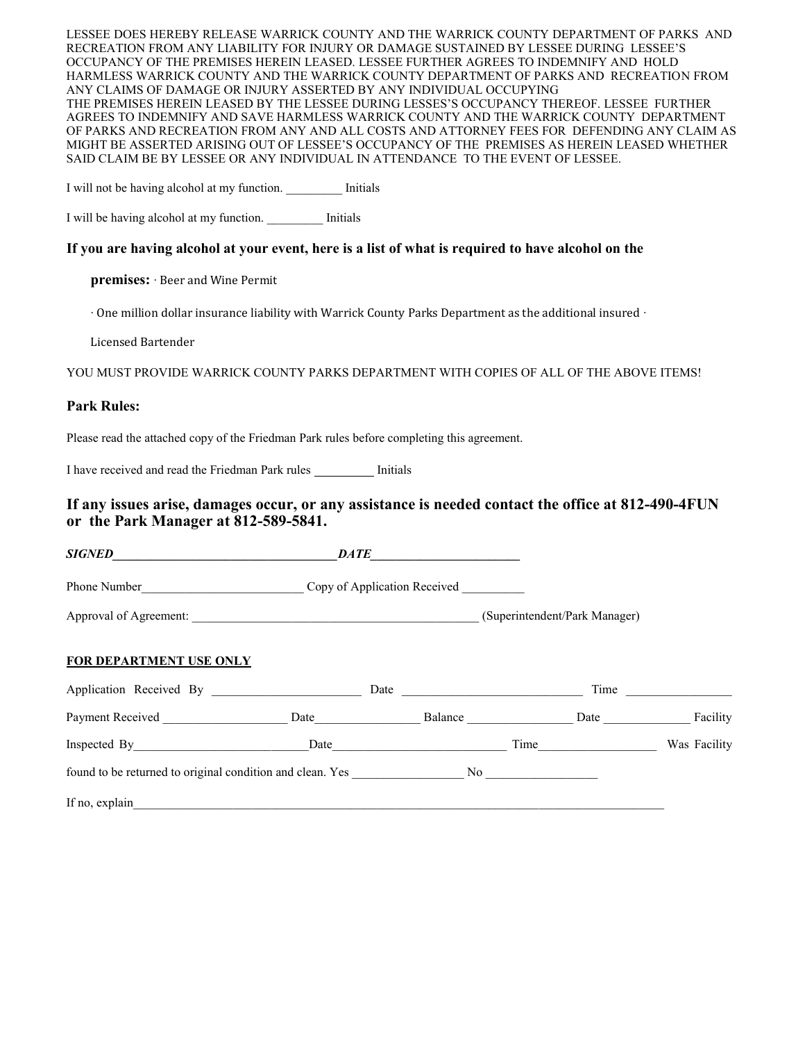LESSEE DOES HEREBY RELEASE WARRICK COUNTY AND THE WARRICK COUNTY DEPARTMENT OF PARKS AND RECREATION FROM ANY LIABILITY FOR INJURY OR DAMAGE SUSTAINED BY LESSEE DURING LESSEE'S OCCUPANCY OF THE PREMISES HEREIN LEASED. LESSEE FURTHER AGREES TO INDEMNIFY AND HOLD HARMLESS WARRICK COUNTY AND THE WARRICK COUNTY DEPARTMENT OF PARKS AND RECREATION FROM ANY CLAIMS OF DAMAGE OR INJURY ASSERTED BY ANY INDIVIDUAL OCCUPYING THE PREMISES HEREIN LEASED BY THE LESSEE DURING LESSES'S OCCUPANCY THEREOF. LESSEE FURTHER AGREES TO INDEMNIFY AND SAVE HARMLESS WARRICK COUNTY AND THE WARRICK COUNTY DEPARTMENT OF PARKS AND RECREATION FROM ANY AND ALL COSTS AND ATTORNEY FEES FOR DEFENDING ANY CLAIM AS MIGHT BE ASSERTED ARISING OUT OF LESSEE'S OCCUPANCY OF THE PREMISES AS HEREIN LEASED WHETHER SAID CLAIM BE BY LESSEE OR ANY INDIVIDUAL IN ATTENDANCE TO THE EVENT OF LESSEE.

I will not be having alcohol at my function. _________ Initials

I will be having alcohol at my function. _________ Initials

**If you are having alcohol at your event, here is a list of what is required to have alcohol on the premises:**

- Beer and Wine Permit
- One million dollar insurance liability with Warrick County Parks Department as the additional insured
- Licensed Bartender

YOU MUST PROVIDE WARRICK COUNTY PARKS DEPARTMENT WITH COPIES OF ALL OF THE ABOVE ITEMS!

### Park Rules:

Please read the attached copy of the Friedman Park rules before completing this agreement.

I have received and read the Friedman Park rules _________ Initials

### If any issues arise, damages occur, or any assistance is needed contact the office at 812-490-4FUN or the Park Manager at 812-589-5841.

***SIGNED***____________________________________***DATE***________________________

Phone Number_________________________ Copy of Application Received __________

Approval of Agreement: ______________________________________________ (Superintendent/Park Manager)

**FOR DEPARTMENT USE ONLY**

Application Received By _______________________ Date ____________________________ Time ________________

Payment Received ___________________ Date________________ Balance ________________ Date ______________ Facility

Inspected By___________________________Date___________________________ Time__________________ Was Facility found to be returned to original condition and clean. Yes _________________ No _________________

If no, explain_____________________________________________________________________________________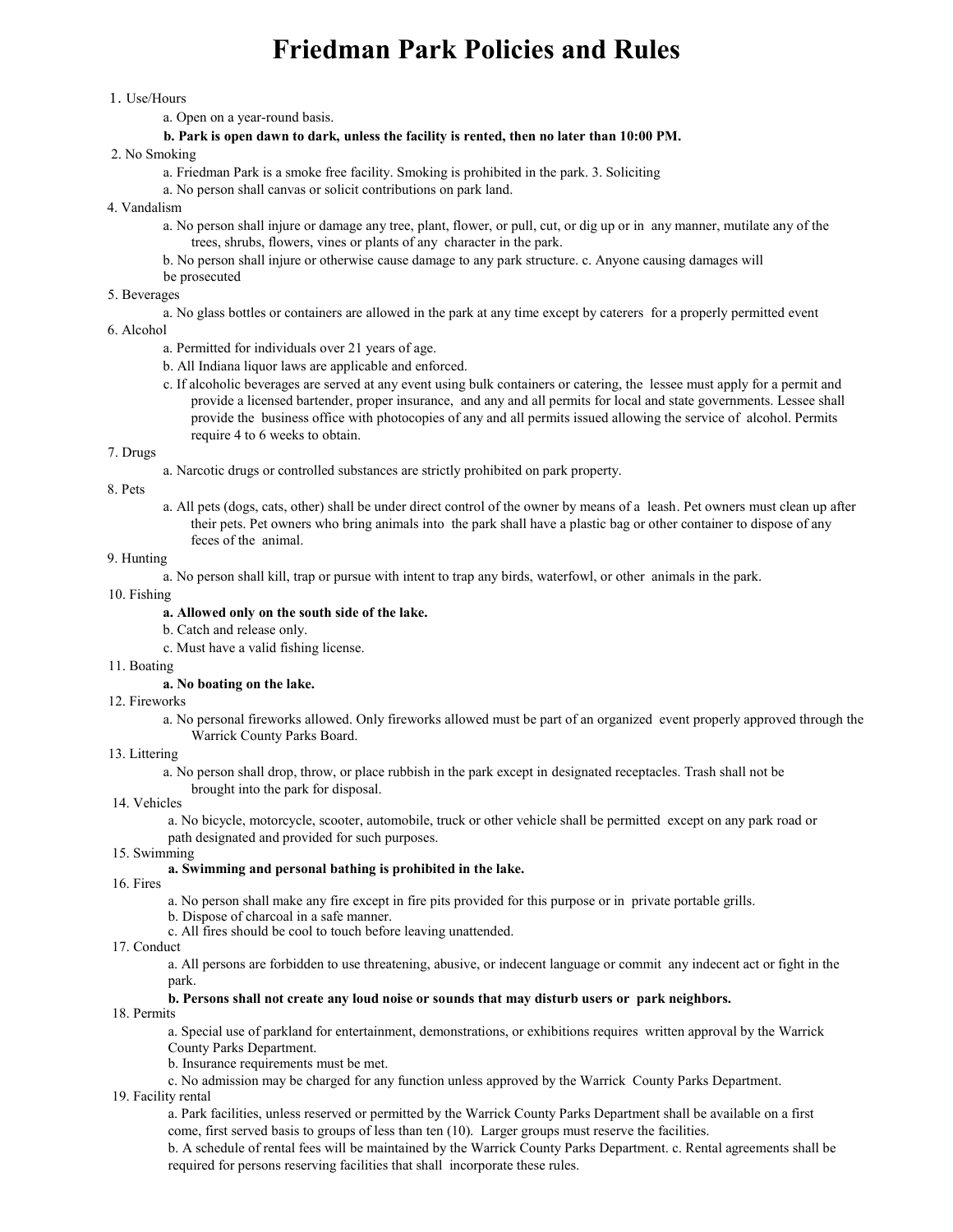# Friedman Park Policies and Rules

1. Use/Hours
   - a. Open on a year-round basis.
   - **b. Park is open dawn to dark, unless the facility is rented, then no later than 10:00 PM.**
2. No Smoking
   - a. Friedman Park is a smoke free facility. Smoking is prohibited in the park. 3. Soliciting
   - a. No person shall canvas or solicit contributions on park land.
4. Vandalism
   - a. No person shall injure or damage any tree, plant, flower, or pull, cut, or dig up or in any manner, mutilate any of the trees, shrubs, flowers, vines or plants of any character in the park.
   - b. No person shall injure or otherwise cause damage to any park structure. c. Anyone causing damages will be prosecuted
5. Beverages
   - a. No glass bottles or containers are allowed in the park at any time except by caterers for a properly permitted event
6. Alcohol
   - a. Permitted for individuals over 21 years of age.
   - b. All Indiana liquor laws are applicable and enforced.
   - c. If alcoholic beverages are served at any event using bulk containers or catering, the lessee must apply for a permit and provide a licensed bartender, proper insurance, and any and all permits for local and state governments. Lessee shall provide the business office with photocopies of any and all permits issued allowing the service of alcohol. Permits require 4 to 6 weeks to obtain.
7. Drugs
   - a. Narcotic drugs or controlled substances are strictly prohibited on park property.
8. Pets
   - a. All pets (dogs, cats, other) shall be under direct control of the owner by means of a leash. Pet owners must clean up after their pets. Pet owners who bring animals into the park shall have a plastic bag or other container to dispose of any feces of the animal.
9. Hunting
   - a. No person shall kill, trap or pursue with intent to trap any birds, waterfowl, or other animals in the park.
10. Fishing
    - **a. Allowed only on the south side of the lake.**
    - b. Catch and release only.
    - c. Must have a valid fishing license.
11. Boating
    - **a. No boating on the lake.**
12. Fireworks
    - a. No personal fireworks allowed. Only fireworks allowed must be part of an organized event properly approved through the Warrick County Parks Board.
13. Littering
    - a. No person shall drop, throw, or place rubbish in the park except in designated receptacles. Trash shall not be brought into the park for disposal.
14. Vehicles
    - a. No bicycle, motorcycle, scooter, automobile, truck or other vehicle shall be permitted except on any park road or path designated and provided for such purposes.
15. Swimming
    - **a. Swimming and personal bathing is prohibited in the lake.**
16. Fires
    - a. No person shall make any fire except in fire pits provided for this purpose or in private portable grills.
    - b. Dispose of charcoal in a safe manner.
    - c. All fires should be cool to touch before leaving unattended.
17. Conduct
    - a. All persons are forbidden to use threatening, abusive, or indecent language or commit any indecent act or fight in the park.
    - **b. Persons shall not create any loud noise or sounds that may disturb users or park neighbors.**
18. Permits
    - a. Special use of parkland for entertainment, demonstrations, or exhibitions requires written approval by the Warrick County Parks Department.
    - b. Insurance requirements must be met.
    - c. No admission may be charged for any function unless approved by the Warrick County Parks Department.
19. Facility rental
    - a. Park facilities, unless reserved or permitted by the Warrick County Parks Department shall be available on a first come, first served basis to groups of less than ten (10). Larger groups must reserve the facilities.
    - b. A schedule of rental fees will be maintained by the Warrick County Parks Department. c. Rental agreements shall be required for persons reserving facilities that shall incorporate these rules.